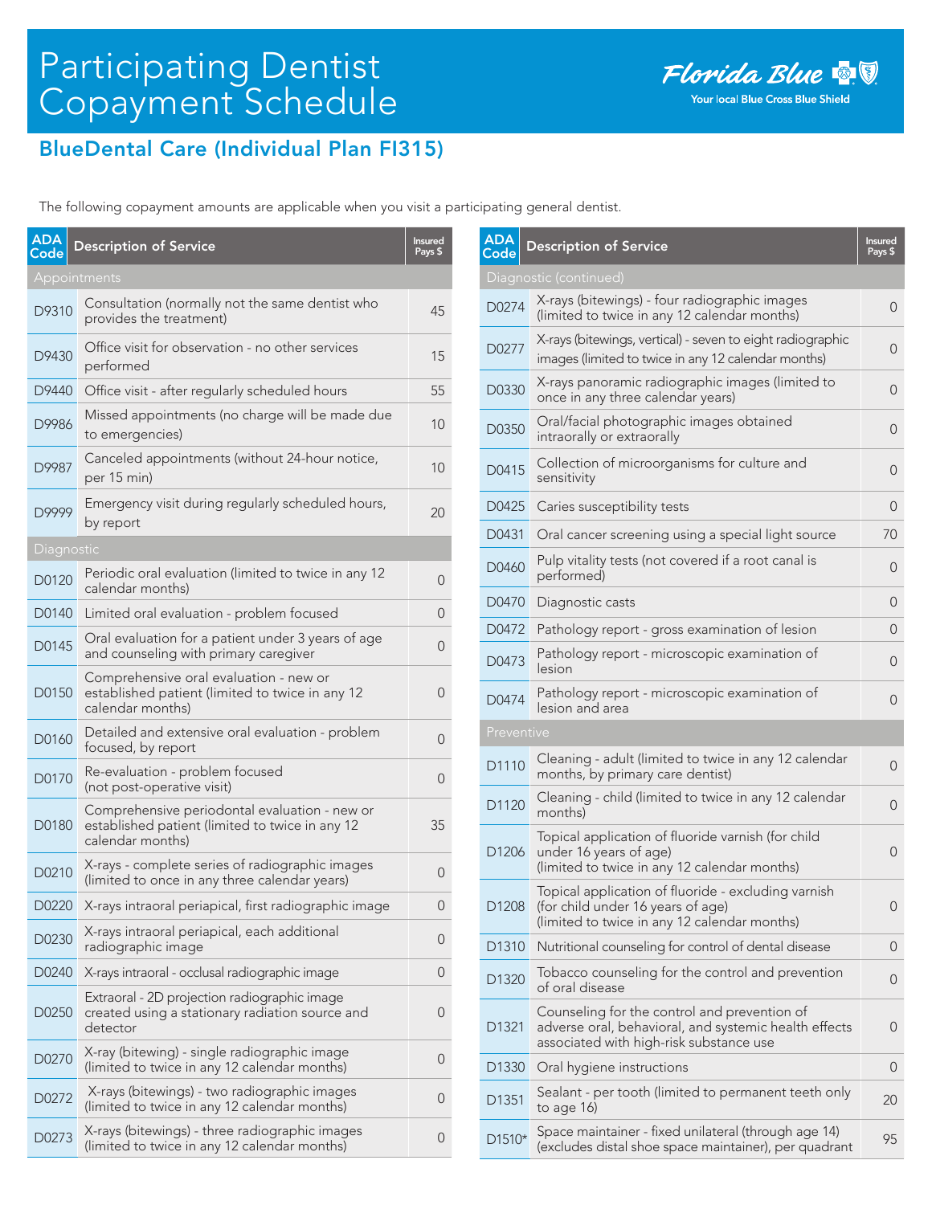# Participating Dentist Copayment Schedule

Florida Blue
Your local Blue Cross Blue Shield

## BlueDental Care (Individual Plan FI315)

The following copayment amounts are applicable when you visit a participating general dentist.

| ADA Code | Description of Service | Insured Pays $ |
|---|---|---|
| **Appointments** | | |
| D9310 | Consultation (normally not the same dentist who provides the treatment) | 45 |
| D9430 | Office visit for observation - no other services performed | 15 |
| D9440 | Office visit - after regularly scheduled hours | 55 |
| D9986 | Missed appointments (no charge will be made due to emergencies) | 10 |
| D9987 | Canceled appointments (without 24-hour notice, per 15 min) | 10 |
| D9999 | Emergency visit during regularly scheduled hours, by report | 20 |
| **Diagnostic** | | |
| D0120 | Periodic oral evaluation (limited to twice in any 12 calendar months) | 0 |
| D0140 | Limited oral evaluation - problem focused | 0 |
| D0145 | Oral evaluation for a patient under 3 years of age and counseling with primary caregiver | 0 |
| D0150 | Comprehensive oral evaluation - new or established patient (limited to twice in any 12 calendar months) | 0 |
| D0160 | Detailed and extensive oral evaluation - problem focused, by report | 0 |
| D0170 | Re-evaluation - problem focused (not post-operative visit) | 0 |
| D0180 | Comprehensive periodontal evaluation - new or established patient (limited to twice in any 12 calendar months) | 35 |
| D0210 | X-rays - complete series of radiographic images (limited to once in any three calendar years) | 0 |
| D0220 | X-rays intraoral periapical, first radiographic image | 0 |
| D0230 | X-rays intraoral periapical, each additional radiographic image | 0 |
| D0240 | X-rays intraoral - occlusal radiographic image | 0 |
| D0250 | Extraoral - 2D projection radiographic image created using a stationary radiation source and detector | 0 |
| D0270 | X-ray (bitewing) - single radiographic image (limited to twice in any 12 calendar months) | 0 |
| D0272 | X-rays (bitewings) - two radiographic images (limited to twice in any 12 calendar months) | 0 |
| D0273 | X-rays (bitewings) - three radiographic images (limited to twice in any 12 calendar months) | 0 |
| **Diagnostic (continued)** | | |
| D0274 | X-rays (bitewings) - four radiographic images (limited to twice in any 12 calendar months) | 0 |
| D0277 | X-rays (bitewings, vertical) - seven to eight radiographic images (limited to twice in any 12 calendar months) | 0 |
| D0330 | X-rays panoramic radiographic images (limited to once in any three calendar years) | 0 |
| D0350 | Oral/facial photographic images obtained intraorally or extraorally | 0 |
| D0415 | Collection of microorganisms for culture and sensitivity | 0 |
| D0425 | Caries susceptibility tests | 0 |
| D0431 | Oral cancer screening using a special light source | 70 |
| D0460 | Pulp vitality tests (not covered if a root canal is performed) | 0 |
| D0470 | Diagnostic casts | 0 |
| D0472 | Pathology report - gross examination of lesion | 0 |
| D0473 | Pathology report - microscopic examination of lesion | 0 |
| D0474 | Pathology report - microscopic examination of lesion and area | 0 |
| **Preventive** | | |
| D1110 | Cleaning - adult (limited to twice in any 12 calendar months, by primary care dentist) | 0 |
| D1120 | Cleaning - child (limited to twice in any 12 calendar months) | 0 |
| D1206 | Topical application of fluoride varnish (for child under 16 years of age) (limited to twice in any 12 calendar months) | 0 |
| D1208 | Topical application of fluoride - excluding varnish (for child under 16 years of age) (limited to twice in any 12 calendar months) | 0 |
| D1310 | Nutritional counseling for control of dental disease | 0 |
| D1320 | Tobacco counseling for the control and prevention of oral disease | 0 |
| D1321 | Counseling for the control and prevention of adverse oral, behavioral, and systemic health effects associated with high-risk substance use | 0 |
| D1330 | Oral hygiene instructions | 0 |
| D1351 | Sealant - per tooth (limited to permanent teeth only to age 16) | 20 |
| D1510* | Space maintainer - fixed unilateral (through age 14) (excludes distal shoe space maintainer), per quadrant | 95 |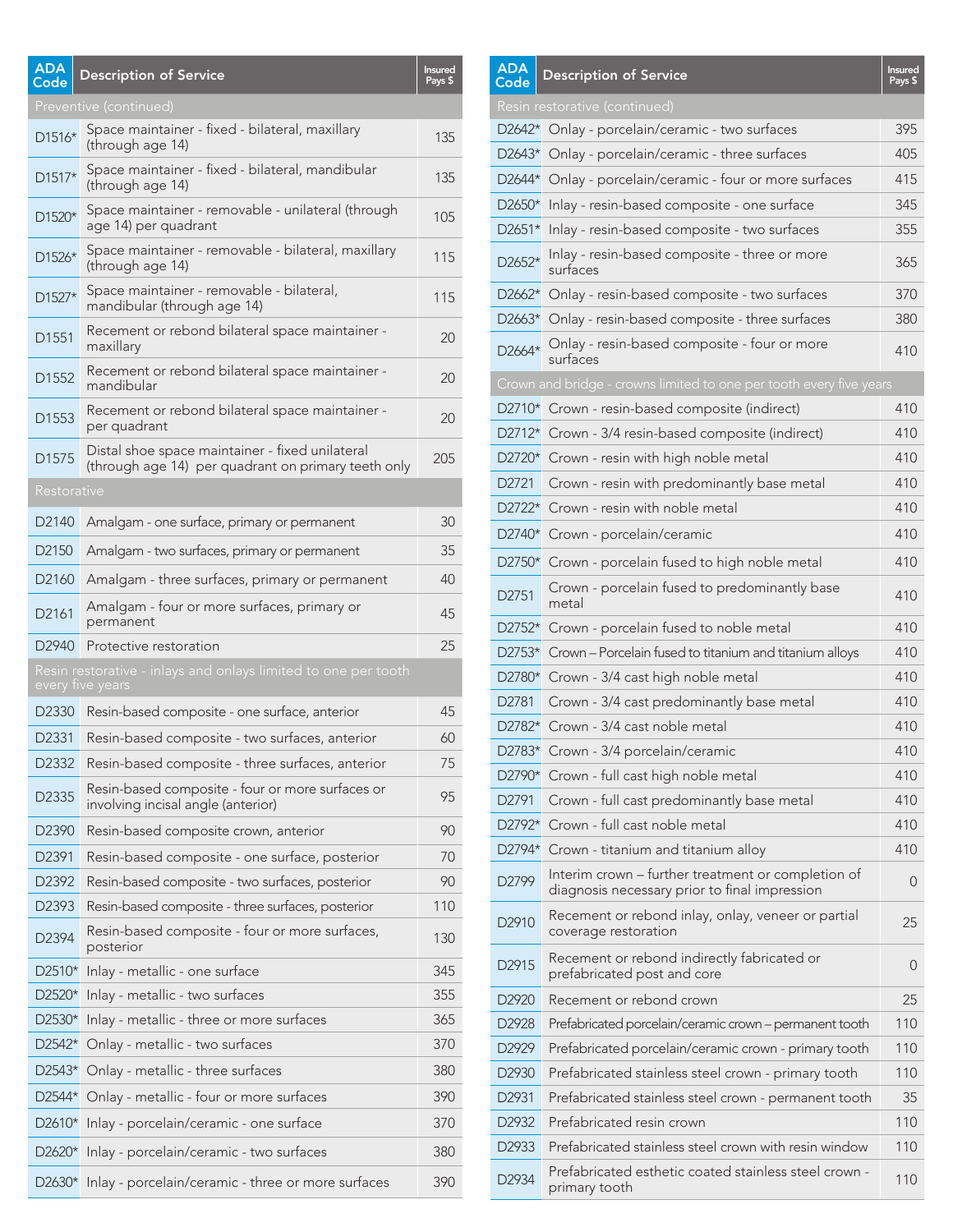| ADA Code | Description of Service | Insured Pays $ |
|---|---|---|
| Preventive (continued) | | |
| D1516* | Space maintainer - fixed - bilateral, maxillary (through age 14) | 135 |
| D1517* | Space maintainer - fixed - bilateral, mandibular (through age 14) | 135 |
| D1520* | Space maintainer - removable - unilateral (through age 14) per quadrant | 105 |
| D1526* | Space maintainer - removable - bilateral, maxillary (through age 14) | 115 |
| D1527* | Space maintainer - removable - bilateral, mandibular (through age 14) | 115 |
| D1551 | Recement or rebond bilateral space maintainer - maxillary | 20 |
| D1552 | Recement or rebond bilateral space maintainer - mandibular | 20 |
| D1553 | Recement or rebond bilateral space maintainer - per quadrant | 20 |
| D1575 | Distal shoe space maintainer - fixed unilateral (through age 14) per quadrant on primary teeth only | 205 |
| Restorative | | |
| D2140 | Amalgam - one surface, primary or permanent | 30 |
| D2150 | Amalgam - two surfaces, primary or permanent | 35 |
| D2160 | Amalgam - three surfaces, primary or permanent | 40 |
| D2161 | Amalgam - four or more surfaces, primary or permanent | 45 |
| D2940 | Protective restoration | 25 |
| Resin restorative - inlays and onlays limited to one per tooth every five years | | |
| D2330 | Resin-based composite - one surface, anterior | 45 |
| D2331 | Resin-based composite - two surfaces, anterior | 60 |
| D2332 | Resin-based composite - three surfaces, anterior | 75 |
| D2335 | Resin-based composite - four or more surfaces or involving incisal angle (anterior) | 95 |
| D2390 | Resin-based composite crown, anterior | 90 |
| D2391 | Resin-based composite - one surface, posterior | 70 |
| D2392 | Resin-based composite - two surfaces, posterior | 90 |
| D2393 | Resin-based composite - three surfaces, posterior | 110 |
| D2394 | Resin-based composite - four or more surfaces, posterior | 130 |
| D2510* | Inlay - metallic - one surface | 345 |
| D2520* | Inlay - metallic - two surfaces | 355 |
| D2530* | Inlay - metallic - three or more surfaces | 365 |
| D2542* | Onlay - metallic - two surfaces | 370 |
| D2543* | Onlay - metallic - three surfaces | 380 |
| D2544* | Onlay - metallic - four or more surfaces | 390 |
| D2610* | Inlay - porcelain/ceramic - one surface | 370 |
| D2620* | Inlay - porcelain/ceramic - two surfaces | 380 |
| D2630* | Inlay - porcelain/ceramic - three or more surfaces | 390 |

| ADA Code | Description of Service | Insured Pays $ |
|---|---|---|
| Resin restorative (continued) | | |
| D2642* | Onlay - porcelain/ceramic - two surfaces | 395 |
| D2643* | Onlay - porcelain/ceramic - three surfaces | 405 |
| D2644* | Onlay - porcelain/ceramic - four or more surfaces | 415 |
| D2650* | Inlay - resin-based composite - one surface | 345 |
| D2651* | Inlay - resin-based composite - two surfaces | 355 |
| D2652* | Inlay - resin-based composite - three or more surfaces | 365 |
| D2662* | Onlay - resin-based composite - two surfaces | 370 |
| D2663* | Onlay - resin-based composite - three surfaces | 380 |
| D2664* | Onlay - resin-based composite - four or more surfaces | 410 |
| Crown and bridge - crowns limited to one per tooth every five years | | |
| D2710* | Crown - resin-based composite (indirect) | 410 |
| D2712* | Crown - 3/4 resin-based composite (indirect) | 410 |
| D2720* | Crown - resin with high noble metal | 410 |
| D2721 | Crown - resin with predominantly base metal | 410 |
| D2722* | Crown - resin with noble metal | 410 |
| D2740* | Crown - porcelain/ceramic | 410 |
| D2750* | Crown - porcelain fused to high noble metal | 410 |
| D2751 | Crown - porcelain fused to predominantly base metal | 410 |
| D2752* | Crown - porcelain fused to noble metal | 410 |
| D2753* | Crown – Porcelain fused to titanium and titanium alloys | 410 |
| D2780* | Crown - 3/4 cast high noble metal | 410 |
| D2781 | Crown - 3/4 cast predominantly base metal | 410 |
| D2782* | Crown - 3/4 cast noble metal | 410 |
| D2783* | Crown - 3/4 porcelain/ceramic | 410 |
| D2790* | Crown - full cast high noble metal | 410 |
| D2791 | Crown - full cast predominantly base metal | 410 |
| D2792* | Crown - full cast noble metal | 410 |
| D2794* | Crown - titanium and titanium alloy | 410 |
| D2799 | Interim crown – further treatment or completion of diagnosis necessary prior to final impression | 0 |
| D2910 | Recement or rebond inlay, onlay, veneer or partial coverage restoration | 25 |
| D2915 | Recement or rebond indirectly fabricated or prefabricated post and core | 0 |
| D2920 | Recement or rebond crown | 25 |
| D2928 | Prefabricated porcelain/ceramic crown – permanent tooth | 110 |
| D2929 | Prefabricated porcelain/ceramic crown - primary tooth | 110 |
| D2930 | Prefabricated stainless steel crown - primary tooth | 110 |
| D2931 | Prefabricated stainless steel crown - permanent tooth | 35 |
| D2932 | Prefabricated resin crown | 110 |
| D2933 | Prefabricated stainless steel crown with resin window | 110 |
| D2934 | Prefabricated esthetic coated stainless steel crown - primary tooth | 110 |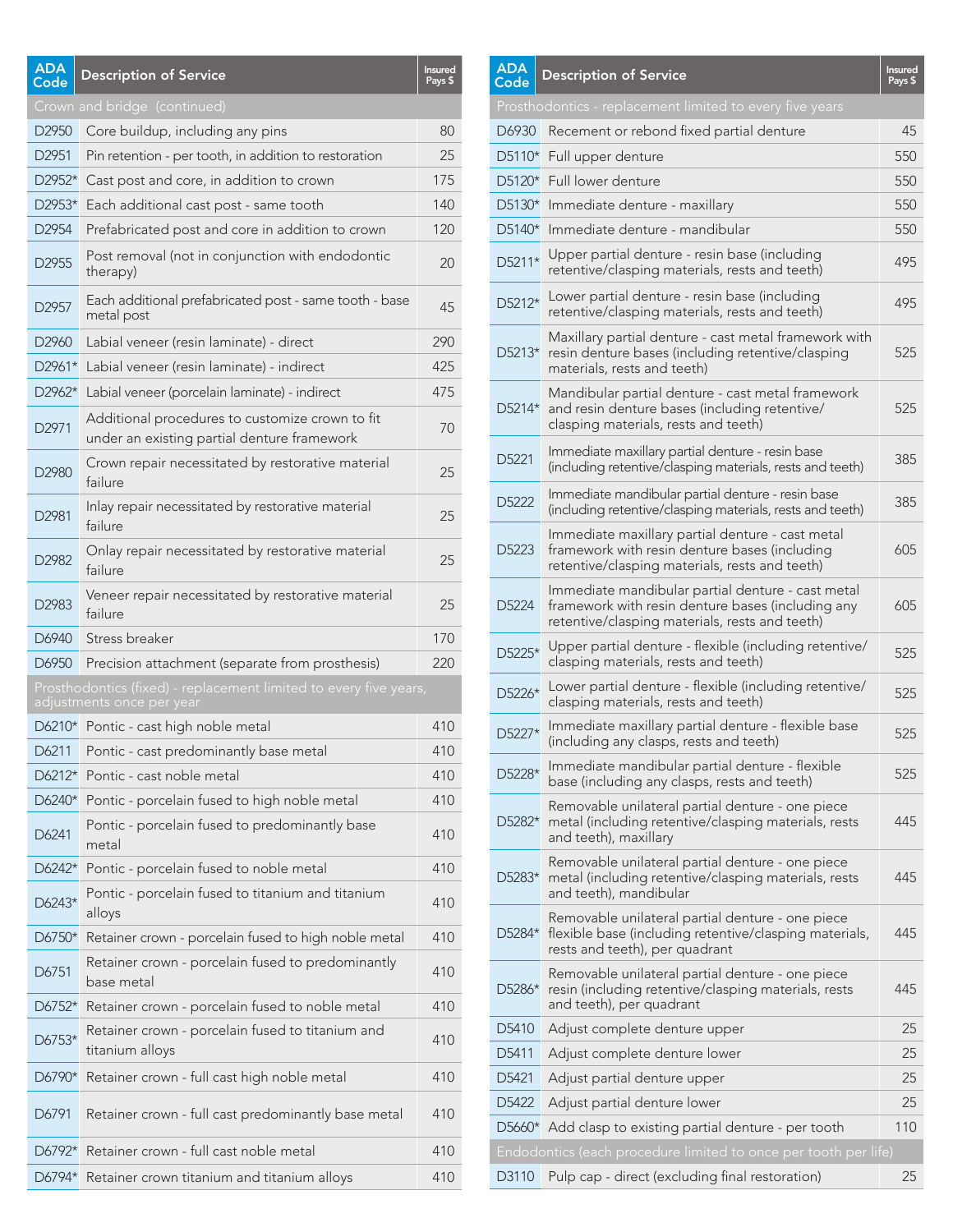| ADA Code | Description of Service | Insured Pays $ |
|---|---|---|
| **Crown and bridge (continued)** | | |
| D2950 | Core buildup, including any pins | 80 |
| D2951 | Pin retention - per tooth, in addition to restoration | 25 |
| D2952* | Cast post and core, in addition to crown | 175 |
| D2953* | Each additional cast post - same tooth | 140 |
| D2954 | Prefabricated post and core in addition to crown | 120 |
| D2955 | Post removal (not in conjunction with endodontic therapy) | 20 |
| D2957 | Each additional prefabricated post - same tooth - base metal post | 45 |
| D2960 | Labial veneer (resin laminate) - direct | 290 |
| D2961* | Labial veneer (resin laminate) - indirect | 425 |
| D2962* | Labial veneer (porcelain laminate) - indirect | 475 |
| D2971 | Additional procedures to customize crown to fit under an existing partial denture framework | 70 |
| D2980 | Crown repair necessitated by restorative material failure | 25 |
| D2981 | Inlay repair necessitated by restorative material failure | 25 |
| D2982 | Onlay repair necessitated by restorative material failure | 25 |
| D2983 | Veneer repair necessitated by restorative material failure | 25 |
| D6940 | Stress breaker | 170 |
| D6950 | Precision attachment (separate from prosthesis) | 220 |
| **Prosthodontics (fixed) - replacement limited to every five years, adjustments once per year** | | |
| D6210* | Pontic - cast high noble metal | 410 |
| D6211 | Pontic - cast predominantly base metal | 410 |
| D6212* | Pontic - cast noble metal | 410 |
| D6240* | Pontic - porcelain fused to high noble metal | 410 |
| D6241 | Pontic - porcelain fused to predominantly base metal | 410 |
| D6242* | Pontic - porcelain fused to noble metal | 410 |
| D6243* | Pontic - porcelain fused to titanium and titanium alloys | 410 |
| D6750* | Retainer crown - porcelain fused to high noble metal | 410 |
| D6751 | Retainer crown - porcelain fused to predominantly base metal | 410 |
| D6752* | Retainer crown - porcelain fused to noble metal | 410 |
| D6753* | Retainer crown - porcelain fused to titanium and titanium alloys | 410 |
| D6790* | Retainer crown - full cast high noble metal | 410 |
| D6791 | Retainer crown - full cast predominantly base metal | 410 |
| D6792* | Retainer crown - full cast noble metal | 410 |
| D6794* | Retainer crown titanium and titanium alloys | 410 |

| ADA Code | Description of Service | Insured Pays $ |
|---|---|---|
| **Prosthodontics - replacement limited to every five years** | | |
| D6930 | Recement or rebond fixed partial denture | 45 |
| D5110* | Full upper denture | 550 |
| D5120* | Full lower denture | 550 |
| D5130* | Immediate denture - maxillary | 550 |
| D5140* | Immediate denture - mandibular | 550 |
| D5211* | Upper partial denture - resin base (including retentive/clasping materials, rests and teeth) | 495 |
| D5212* | Lower partial denture - resin base (including retentive/clasping materials, rests and teeth) | 495 |
| D5213* | Maxillary partial denture - cast metal framework with resin denture bases (including retentive/clasping materials, rests and teeth) | 525 |
| D5214* | Mandibular partial denture - cast metal framework and resin denture bases (including retentive/clasping materials, rests and teeth) | 525 |
| D5221 | Immediate maxillary partial denture - resin base (including retentive/clasping materials, rests and teeth) | 385 |
| D5222 | Immediate mandibular partial denture - resin base (including retentive/clasping materials, rests and teeth) | 385 |
| D5223 | Immediate maxillary partial denture - cast metal framework with resin denture bases (including retentive/clasping materials, rests and teeth) | 605 |
| D5224 | Immediate mandibular partial denture - cast metal framework with resin denture bases (including any retentive/clasping materials, rests and teeth) | 605 |
| D5225* | Upper partial denture - flexible (including retentive/clasping materials, rests and teeth) | 525 |
| D5226* | Lower partial denture - flexible (including retentive/clasping materials, rests and teeth) | 525 |
| D5227* | Immediate maxillary partial denture - flexible base (including any clasps, rests and teeth) | 525 |
| D5228* | Immediate mandibular partial denture - flexible base (including any clasps, rests and teeth) | 525 |
| D5282* | Removable unilateral partial denture - one piece metal (including retentive/clasping materials, rests and teeth), maxillary | 445 |
| D5283* | Removable unilateral partial denture - one piece metal (including retentive/clasping materials, rests and teeth), mandibular | 445 |
| D5284* | Removable unilateral partial denture - one piece flexible base (including retentive/clasping materials, rests and teeth), per quadrant | 445 |
| D5286* | Removable unilateral partial denture - one piece resin (including retentive/clasping materials, rests and teeth), per quadrant | 445 |
| D5410 | Adjust complete denture upper | 25 |
| D5411 | Adjust complete denture lower | 25 |
| D5421 | Adjust partial denture upper | 25 |
| D5422 | Adjust partial denture lower | 25 |
| D5660* | Add clasp to existing partial denture - per tooth | 110 |
| **Endodontics (each procedure limited to once per tooth per life)** | | |
| D3110 | Pulp cap - direct (excluding final restoration) | 25 |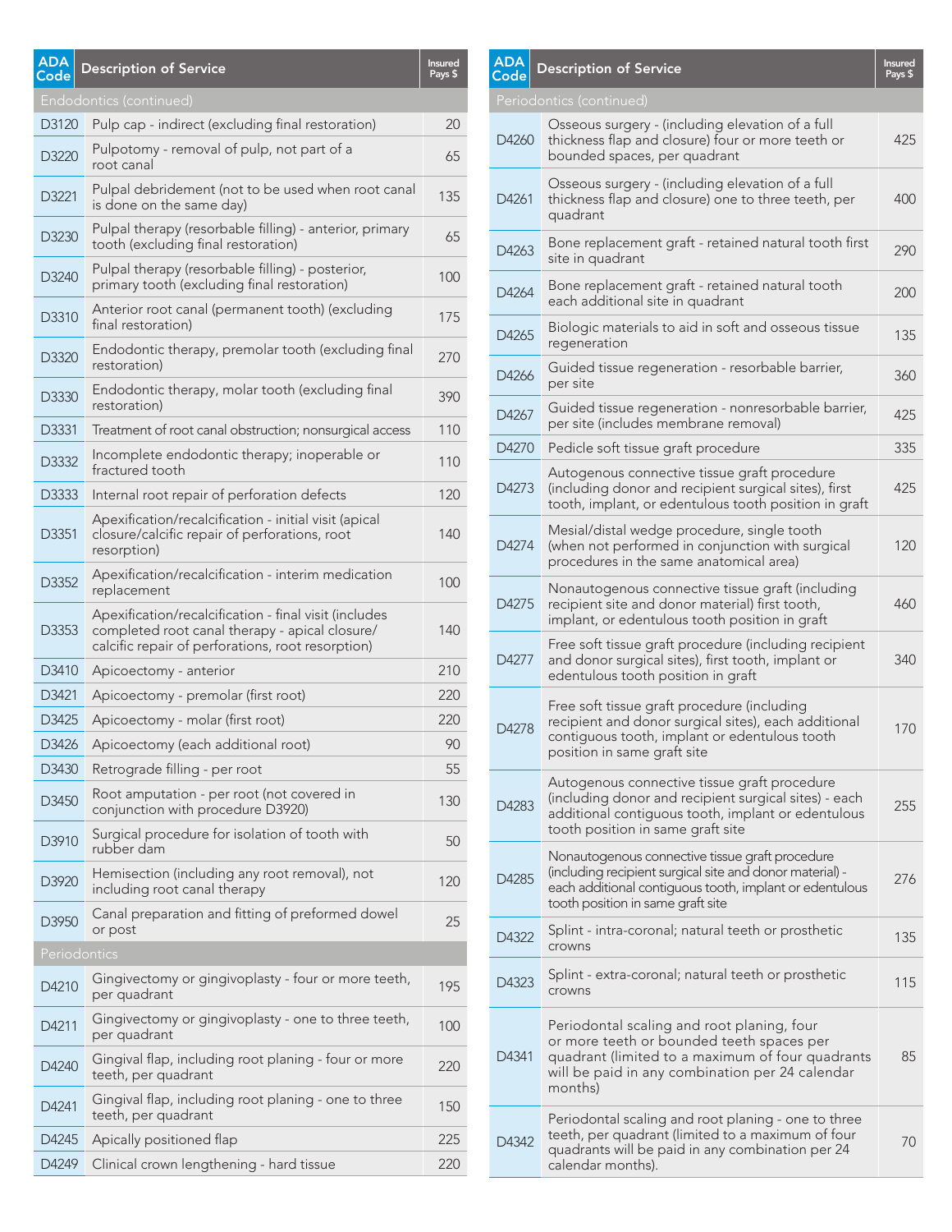| ADA Code | Description of Service | Insured Pays $ |
|---|---|---|
| Endodontics (continued) | | |
| D3120 | Pulp cap - indirect (excluding final restoration) | 20 |
| D3220 | Pulpotomy - removal of pulp, not part of a root canal | 65 |
| D3221 | Pulpal debridement (not to be used when root canal is done on the same day) | 135 |
| D3230 | Pulpal therapy (resorbable filling) - anterior, primary tooth (excluding final restoration) | 65 |
| D3240 | Pulpal therapy (resorbable filling) - posterior, primary tooth (excluding final restoration) | 100 |
| D3310 | Anterior root canal (permanent tooth) (excluding final restoration) | 175 |
| D3320 | Endodontic therapy, premolar tooth (excluding final restoration) | 270 |
| D3330 | Endodontic therapy, molar tooth (excluding final restoration) | 390 |
| D3331 | Treatment of root canal obstruction; nonsurgical access | 110 |
| D3332 | Incomplete endodontic therapy; inoperable or fractured tooth | 110 |
| D3333 | Internal root repair of perforation defects | 120 |
| D3351 | Apexification/recalcification - initial visit (apical closure/calcific repair of perforations, root resorption) | 140 |
| D3352 | Apexification/recalcification - interim medication replacement | 100 |
| D3353 | Apexification/recalcification - final visit (includes completed root canal therapy - apical closure/calcific repair of perforations, root resorption) | 140 |
| D3410 | Apicoectomy - anterior | 210 |
| D3421 | Apicoectomy - premolar (first root) | 220 |
| D3425 | Apicoectomy - molar (first root) | 220 |
| D3426 | Apicoectomy (each additional root) | 90 |
| D3430 | Retrograde filling - per root | 55 |
| D3450 | Root amputation - per root (not covered in conjunction with procedure D3920) | 130 |
| D3910 | Surgical procedure for isolation of tooth with rubber dam | 50 |
| D3920 | Hemisection (including any root removal), not including root canal therapy | 120 |
| D3950 | Canal preparation and fitting of preformed dowel or post | 25 |
| Periodontics | | |
| D4210 | Gingivectomy or gingivoplasty - four or more teeth, per quadrant | 195 |
| D4211 | Gingivectomy or gingivoplasty - one to three teeth, per quadrant | 100 |
| D4240 | Gingival flap, including root planing - four or more teeth, per quadrant | 220 |
| D4241 | Gingival flap, including root planing - one to three teeth, per quadrant | 150 |
| D4245 | Apically positioned flap | 225 |
| D4249 | Clinical crown lengthening - hard tissue | 220 |
| Periodontics (continued) | | |
| D4260 | Osseous surgery - (including elevation of a full thickness flap and closure) four or more teeth or bounded spaces, per quadrant | 425 |
| D4261 | Osseous surgery - (including elevation of a full thickness flap and closure) one to three teeth, per quadrant | 400 |
| D4263 | Bone replacement graft - retained natural tooth first site in quadrant | 290 |
| D4264 | Bone replacement graft - retained natural tooth each additional site in quadrant | 200 |
| D4265 | Biologic materials to aid in soft and osseous tissue regeneration | 135 |
| D4266 | Guided tissue regeneration - resorbable barrier, per site | 360 |
| D4267 | Guided tissue regeneration - nonresorbable barrier, per site (includes membrane removal) | 425 |
| D4270 | Pedicle soft tissue graft procedure | 335 |
| D4273 | Autogenous connective tissue graft procedure (including donor and recipient surgical sites), first tooth, implant, or edentulous tooth position in graft | 425 |
| D4274 | Mesial/distal wedge procedure, single tooth (when not performed in conjunction with surgical procedures in the same anatomical area) | 120 |
| D4275 | Nonautogenous connective tissue graft (including recipient site and donor material) first tooth, implant, or edentulous tooth position in graft | 460 |
| D4277 | Free soft tissue graft procedure (including recipient and donor surgical sites), first tooth, implant or edentulous tooth position in graft | 340 |
| D4278 | Free soft tissue graft procedure (including recipient and donor surgical sites), each additional contiguous tooth, implant or edentulous tooth position in same graft site | 170 |
| D4283 | Autogenous connective tissue graft procedure (including donor and recipient surgical sites) - each additional contiguous tooth, implant or edentulous tooth position in same graft site | 255 |
| D4285 | Nonautogenous connective tissue graft procedure (including recipient surgical site and donor material) - each additional contiguous tooth, implant or edentulous tooth position in same graft site | 276 |
| D4322 | Splint - intra-coronal; natural teeth or prosthetic crowns | 135 |
| D4323 | Splint - extra-coronal; natural teeth or prosthetic crowns | 115 |
| D4341 | Periodontal scaling and root planing, four or more teeth or bounded teeth spaces per quadrant (limited to a maximum of four quadrants will be paid in any combination per 24 calendar months) | 85 |
| D4342 | Periodontal scaling and root planing - one to three teeth, per quadrant (limited to a maximum of four quadrants will be paid in any combination per 24 calendar months). | 70 |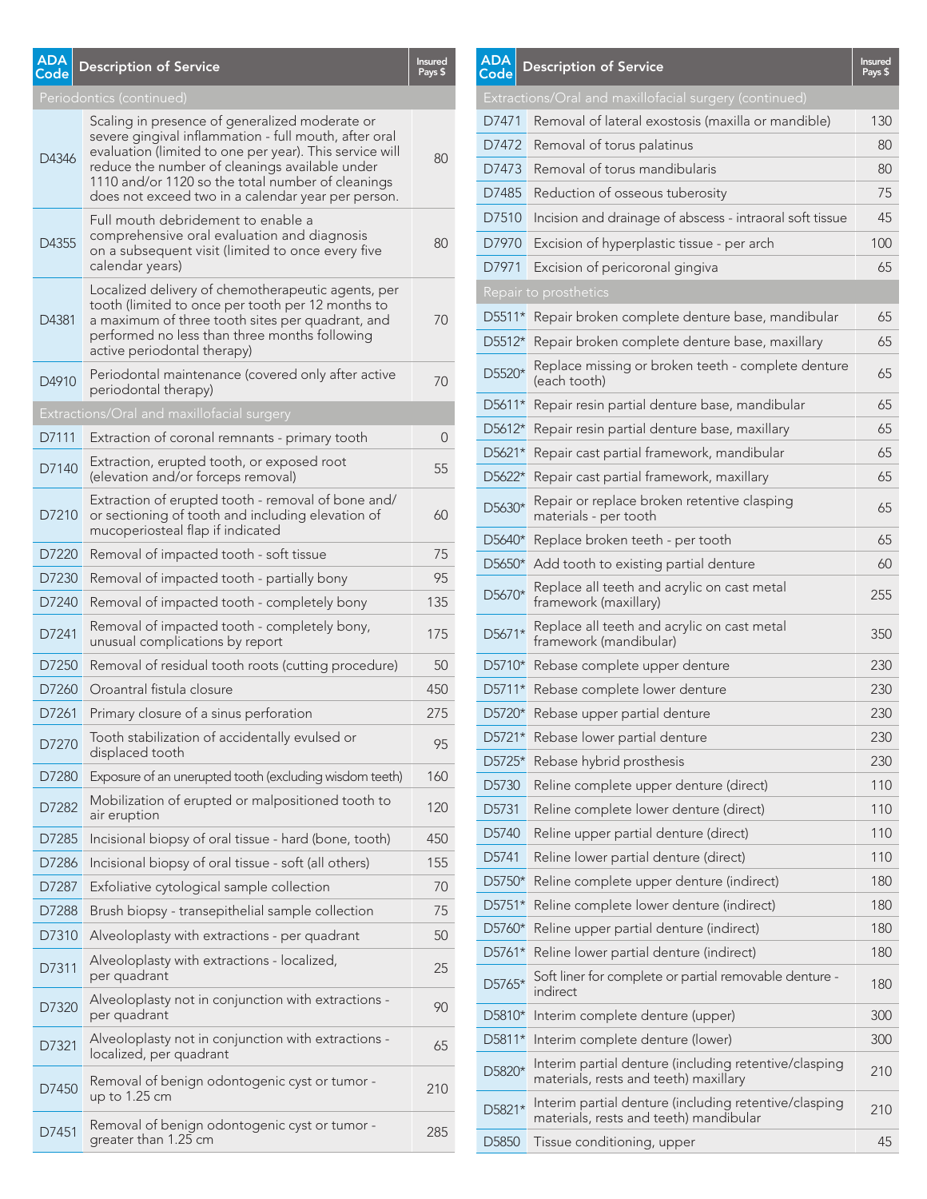| ADA Code | Description of Service | Insured Pays $ |
|---|---|---|
| Periodontics (continued) | | |
| D4346 | Scaling in presence of generalized moderate or severe gingival inflammation - full mouth, after oral evaluation (limited to one per year). This service will reduce the number of cleanings available under 1110 and/or 1120 so the total number of cleanings does not exceed two in a calendar year per person. | 80 |
| D4355 | Full mouth debridement to enable a comprehensive oral evaluation and diagnosis on a subsequent visit (limited to once every five calendar years) | 80 |
| D4381 | Localized delivery of chemotherapeutic agents, per tooth (limited to once per tooth per 12 months to a maximum of three tooth sites per quadrant, and performed no less than three months following active periodontal therapy) | 70 |
| D4910 | Periodontal maintenance (covered only after active periodontal therapy) | 70 |
| Extractions/Oral and maxillofacial surgery | | |
| D7111 | Extraction of coronal remnants - primary tooth | 0 |
| D7140 | Extraction, erupted tooth, or exposed root (elevation and/or forceps removal) | 55 |
| D7210 | Extraction of erupted tooth - removal of bone and/ or sectioning of tooth and including elevation of mucoperiosteal flap if indicated | 60 |
| D7220 | Removal of impacted tooth - soft tissue | 75 |
| D7230 | Removal of impacted tooth - partially bony | 95 |
| D7240 | Removal of impacted tooth - completely bony | 135 |
| D7241 | Removal of impacted tooth - completely bony, unusual complications by report | 175 |
| D7250 | Removal of residual tooth roots (cutting procedure) | 50 |
| D7260 | Oroantral fistula closure | 450 |
| D7261 | Primary closure of a sinus perforation | 275 |
| D7270 | Tooth stabilization of accidentally evulsed or displaced tooth | 95 |
| D7280 | Exposure of an unerupted tooth (excluding wisdom teeth) | 160 |
| D7282 | Mobilization of erupted or malpositioned tooth to air eruption | 120 |
| D7285 | Incisional biopsy of oral tissue - hard (bone, tooth) | 450 |
| D7286 | Incisional biopsy of oral tissue - soft (all others) | 155 |
| D7287 | Exfoliative cytological sample collection | 70 |
| D7288 | Brush biopsy - transepithelial sample collection | 75 |
| D7310 | Alveoloplasty with extractions - per quadrant | 50 |
| D7311 | Alveoloplasty with extractions - localized, per quadrant | 25 |
| D7320 | Alveoloplasty not in conjunction with extractions - per quadrant | 90 |
| D7321 | Alveoloplasty not in conjunction with extractions - localized, per quadrant | 65 |
| D7450 | Removal of benign odontogenic cyst or tumor - up to 1.25 cm | 210 |
| D7451 | Removal of benign odontogenic cyst or tumor - greater than 1.25 cm | 285 |
| Extractions/Oral and maxillofacial surgery (continued) | | |
| D7471 | Removal of lateral exostosis (maxilla or mandible) | 130 |
| D7472 | Removal of torus palatinus | 80 |
| D7473 | Removal of torus mandibularis | 80 |
| D7485 | Reduction of osseous tuberosity | 75 |
| D7510 | Incision and drainage of abscess - intraoral soft tissue | 45 |
| D7970 | Excision of hyperplastic tissue - per arch | 100 |
| D7971 | Excision of pericoronal gingiva | 65 |
| Repair to prosthetics | | |
| D5511* | Repair broken complete denture base, mandibular | 65 |
| D5512* | Repair broken complete denture base, maxillary | 65 |
| D5520* | Replace missing or broken teeth - complete denture (each tooth) | 65 |
| D5611* | Repair resin partial denture base, mandibular | 65 |
| D5612* | Repair resin partial denture base, maxillary | 65 |
| D5621* | Repair cast partial framework, mandibular | 65 |
| D5622* | Repair cast partial framework, maxillary | 65 |
| D5630* | Repair or replace broken retentive clasping materials - per tooth | 65 |
| D5640* | Replace broken teeth - per tooth | 65 |
| D5650* | Add tooth to existing partial denture | 60 |
| D5670* | Replace all teeth and acrylic on cast metal framework (maxillary) | 255 |
| D5671* | Replace all teeth and acrylic on cast metal framework (mandibular) | 350 |
| D5710* | Rebase complete upper denture | 230 |
| D5711* | Rebase complete lower denture | 230 |
| D5720* | Rebase upper partial denture | 230 |
| D5721* | Rebase lower partial denture | 230 |
| D5725* | Rebase hybrid prosthesis | 230 |
| D5730 | Reline complete upper denture (direct) | 110 |
| D5731 | Reline complete lower denture (direct) | 110 |
| D5740 | Reline upper partial denture (direct) | 110 |
| D5741 | Reline lower partial denture (direct) | 110 |
| D5750* | Reline complete upper denture (indirect) | 180 |
| D5751* | Reline complete lower denture (indirect) | 180 |
| D5760* | Reline upper partial denture (indirect) | 180 |
| D5761* | Reline lower partial denture (indirect) | 180 |
| D5765* | Soft liner for complete or partial removable denture - indirect | 180 |
| D5810* | Interim complete denture (upper) | 300 |
| D5811* | Interim complete denture (lower) | 300 |
| D5820* | Interim partial denture (including retentive/clasping materials, rests and teeth) maxillary | 210 |
| D5821* | Interim partial denture (including retentive/clasping materials, rests and teeth) mandibular | 210 |
| D5850 | Tissue conditioning, upper | 45 |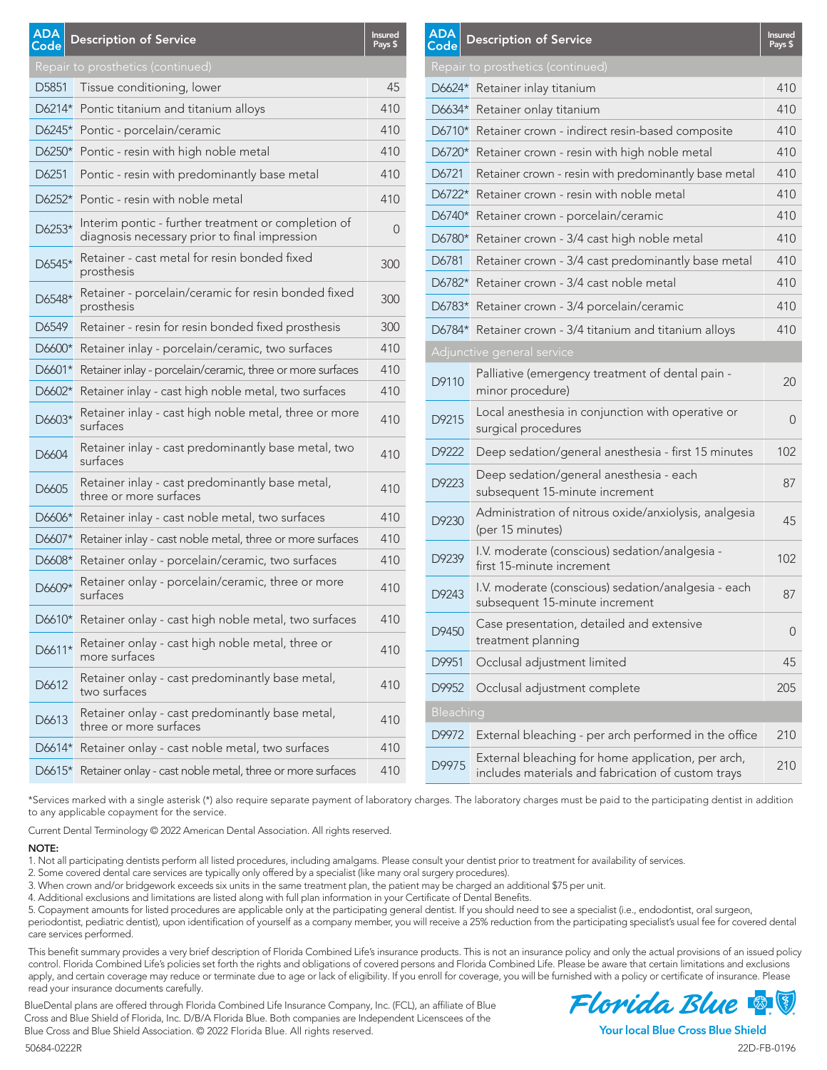| ADA Code | Description of Service | Insured Pays $ |
|---|---|---|
| Repair to prosthetics (continued) | | |
| D5851 | Tissue conditioning, lower | 45 |
| D6214* | Pontic titanium and titanium alloys | 410 |
| D6245* | Pontic - porcelain/ceramic | 410 |
| D6250* | Pontic - resin with high noble metal | 410 |
| D6251 | Pontic - resin with predominantly base metal | 410 |
| D6252* | Pontic - resin with noble metal | 410 |
| D6253* | Interim pontic - further treatment or completion of diagnosis necessary prior to final impression | 0 |
| D6545* | Retainer - cast metal for resin bonded fixed prosthesis | 300 |
| D6548* | Retainer - porcelain/ceramic for resin bonded fixed prosthesis | 300 |
| D6549 | Retainer - resin for resin bonded fixed prosthesis | 300 |
| D6600* | Retainer inlay - porcelain/ceramic, two surfaces | 410 |
| D6601* | Retainer inlay - porcelain/ceramic, three or more surfaces | 410 |
| D6602* | Retainer inlay - cast high noble metal, two surfaces | 410 |
| D6603* | Retainer inlay - cast high noble metal, three or more surfaces | 410 |
| D6604 | Retainer inlay - cast predominantly base metal, two surfaces | 410 |
| D6605 | Retainer inlay - cast predominantly base metal, three or more surfaces | 410 |
| D6606* | Retainer inlay - cast noble metal, two surfaces | 410 |
| D6607* | Retainer inlay - cast noble metal, three or more surfaces | 410 |
| D6608* | Retainer onlay - porcelain/ceramic, two surfaces | 410 |
| D6609* | Retainer onlay - porcelain/ceramic, three or more surfaces | 410 |
| D6610* | Retainer onlay - cast high noble metal, two surfaces | 410 |
| D6611* | Retainer onlay - cast high noble metal, three or more surfaces | 410 |
| D6612 | Retainer onlay - cast predominantly base metal, two surfaces | 410 |
| D6613 | Retainer onlay - cast predominantly base metal, three or more surfaces | 410 |
| D6614* | Retainer onlay - cast noble metal, two surfaces | 410 |
| D6615* | Retainer onlay - cast noble metal, three or more surfaces | 410 |
| D6624* | Retainer inlay titanium | 410 |
| D6634* | Retainer onlay titanium | 410 |
| D6710* | Retainer crown - indirect resin-based composite | 410 |
| D6720* | Retainer crown - resin with high noble metal | 410 |
| D6721 | Retainer crown - resin with predominantly base metal | 410 |
| D6722* | Retainer crown - resin with noble metal | 410 |
| D6740* | Retainer crown - porcelain/ceramic | 410 |
| D6780* | Retainer crown - 3/4 cast high noble metal | 410 |
| D6781 | Retainer crown - 3/4 cast predominantly base metal | 410 |
| D6782* | Retainer crown - 3/4 cast noble metal | 410 |
| D6783* | Retainer crown - 3/4 porcelain/ceramic | 410 |
| D6784* | Retainer crown - 3/4 titanium and titanium alloys | 410 |
| Adjunctive general service | | |
| D9110 | Palliative (emergency treatment of dental pain - minor procedure) | 20 |
| D9215 | Local anesthesia in conjunction with operative or surgical procedures | 0 |
| D9222 | Deep sedation/general anesthesia - first 15 minutes | 102 |
| D9223 | Deep sedation/general anesthesia - each subsequent 15-minute increment | 87 |
| D9230 | Administration of nitrous oxide/anxiolysis, analgesia (per 15 minutes) | 45 |
| D9239 | I.V. moderate (conscious) sedation/analgesia - first 15-minute increment | 102 |
| D9243 | I.V. moderate (conscious) sedation/analgesia - each subsequent 15-minute increment | 87 |
| D9450 | Case presentation, detailed and extensive treatment planning | 0 |
| D9951 | Occlusal adjustment limited | 45 |
| D9952 | Occlusal adjustment complete | 205 |
| Bleaching | | |
| D9972 | External bleaching - per arch performed in the office | 210 |
| D9975 | External bleaching for home application, per arch, includes materials and fabrication of custom trays | 210 |

*Services marked with a single asterisk (*) also require separate payment of laboratory charges. The laboratory charges must be paid to the participating dentist in addition to any applicable copayment for the service.

Current Dental Terminology © 2022 American Dental Association. All rights reserved.

**NOTE:**

1. Not all participating dentists perform all listed procedures, including amalgams. Please consult your dentist prior to treatment for availability of services.
2. Some covered dental care services are typically only offered by a specialist (like many oral surgery procedures).
3. When crown and/or bridgework exceeds six units in the same treatment plan, the patient may be charged an additional $75 per unit.
4. Additional exclusions and limitations are listed along with full plan information in your Certificate of Dental Benefits.
5. Copayment amounts for listed procedures are applicable only at the participating general dentist. If you should need to see a specialist (i.e., endodontist, oral surgeon, periodontist, pediatric dentist), upon identification of yourself as a company member, you will receive a 25% reduction from the participating specialist's usual fee for covered dental care services performed.

This benefit summary provides a very brief description of Florida Combined Life's insurance products. This is not an insurance policy and only the actual provisions of an issued policy control. Florida Combined Life's policies set forth the rights and obligations of covered persons and Florida Combined Life. Please be aware that certain limitations and exclusions apply, and certain coverage may reduce or terminate due to age or lack of eligibility. If you enroll for coverage, you will be furnished with a policy or certificate of insurance. Please read your insurance documents carefully.

BlueDental plans are offered through Florida Combined Life Insurance Company, Inc. (FCL), an affiliate of Blue Cross and Blue Shield of Florida, Inc. D/B/A Florida Blue. Both companies are Independent Licensees of the Blue Cross and Blue Shield Association. © 2022 Florida Blue. All rights reserved.

Florida Blue

Your local Blue Cross Blue Shield

50684-0222R

22D-FB-0196